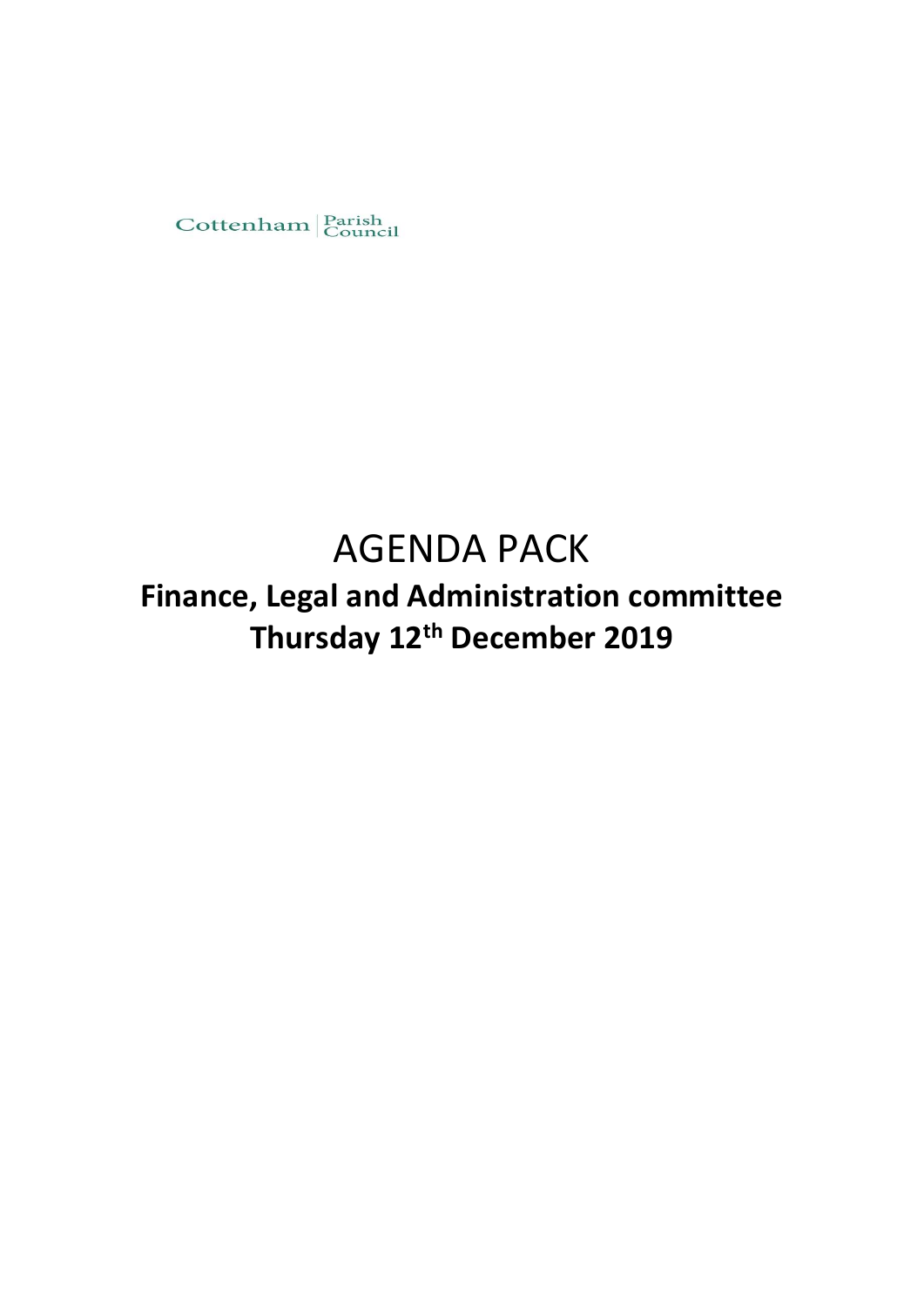Cottenham | Parish Council

# AGENDA PACK

## Finance, Legal and Administration committee
## Thursday 12th December 2019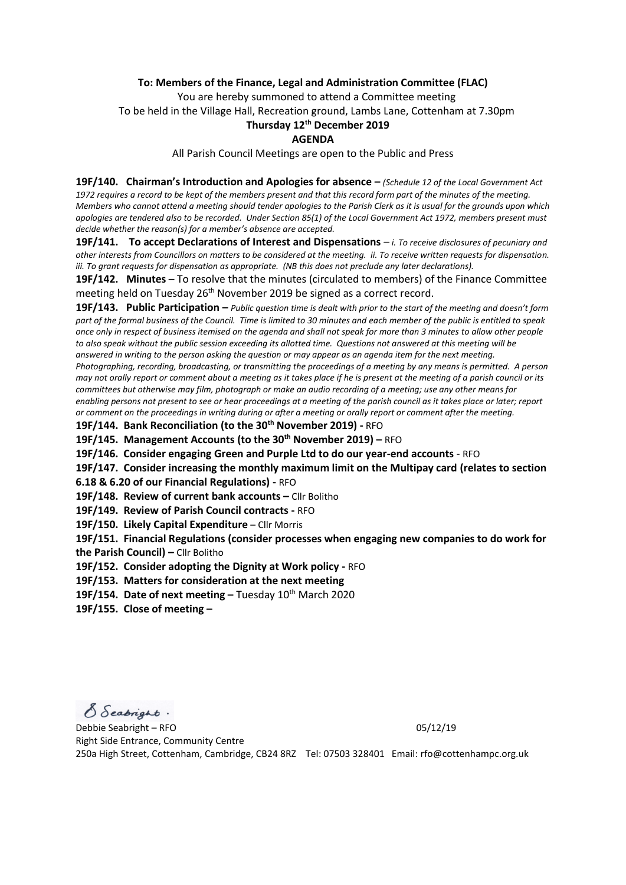**To: Members of the Finance, Legal and Administration Committee (FLAC)**

You are hereby summoned to attend a Committee meeting

To be held in the Village Hall, Recreation ground, Lambs Lane, Cottenham at 7.30pm

**Thursday 12th December 2019**

**AGENDA**

All Parish Council Meetings are open to the Public and Press

**19F/140. Chairman's Introduction and Apologies for absence –** *(Schedule 12 of the Local Government Act 1972 requires a record to be kept of the members present and that this record form part of the minutes of the meeting. Members who cannot attend a meeting should tender apologies to the Parish Clerk as it is usual for the grounds upon which apologies are tendered also to be recorded. Under Section 85(1) of the Local Government Act 1972, members present must decide whether the reason(s) for a member's absence are accepted.*

**19F/141. To accept Declarations of Interest and Dispensations** – *i. To receive disclosures of pecuniary and other interests from Councillors on matters to be considered at the meeting. ii. To receive written requests for dispensation. iii. To grant requests for dispensation as appropriate. (NB this does not preclude any later declarations).*

**19F/142. Minutes** – To resolve that the minutes (circulated to members) of the Finance Committee meeting held on Tuesday 26th November 2019 be signed as a correct record.

**19F/143. Public Participation –** *Public question time is dealt with prior to the start of the meeting and doesn't form part of the formal business of the Council. Time is limited to 30 minutes and each member of the public is entitled to speak once only in respect of business itemised on the agenda and shall not speak for more than 3 minutes to allow other people to also speak without the public session exceeding its allotted time. Questions not answered at this meeting will be answered in writing to the person asking the question or may appear as an agenda item for the next meeting. Photographing, recording, broadcasting, or transmitting the proceedings of a meeting by any means is permitted. A person may not orally report or comment about a meeting as it takes place if he is present at the meeting of a parish council or its committees but otherwise may film, photograph or make an audio recording of a meeting; use any other means for enabling persons not present to see or hear proceedings at a meeting of the parish council as it takes place or later; report or comment on the proceedings in writing during or after a meeting or orally report or comment after the meeting.*

**19F/144. Bank Reconciliation (to the 30th November 2019) -** RFO

**19F/145. Management Accounts (to the 30th November 2019) –** RFO

**19F/146. Consider engaging Green and Purple Ltd to do our year-end accounts** - RFO

**19F/147. Consider increasing the monthly maximum limit on the Multipay card (relates to section 6.18 & 6.20 of our Financial Regulations) -** RFO

**19F/148. Review of current bank accounts –** Cllr Bolitho

**19F/149. Review of Parish Council contracts -** RFO

**19F/150. Likely Capital Expenditure** – Cllr Morris

**19F/151. Financial Regulations (consider processes when engaging new companies to do work for the Parish Council) –** Cllr Bolitho

**19F/152. Consider adopting the Dignity at Work policy -** RFO

**19F/153. Matters for consideration at the next meeting**

**19F/154. Date of next meeting –** Tuesday 10th March 2020

**19F/155. Close of meeting –**

D Seabright.

Debbie Seabright – RFO 05/12/19

Right Side Entrance, Community Centre

250a High Street, Cottenham, Cambridge, CB24 8RZ Tel: 07503 328401 Email: rfo@cottenhampc.org.uk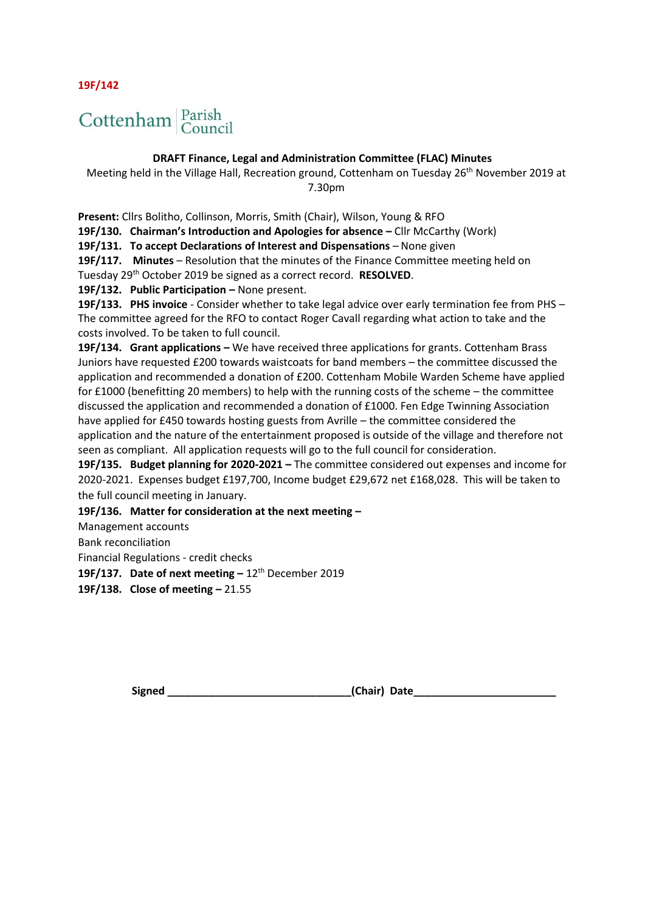19F/142

Cottenham Parish Council

**DRAFT Finance, Legal and Administration Committee (FLAC) Minutes**

Meeting held in the Village Hall, Recreation ground, Cottenham on Tuesday 26th November 2019 at 7.30pm

**Present:** Cllrs Bolitho, Collinson, Morris, Smith (Chair), Wilson, Young & RFO

**19F/130. Chairman's Introduction and Apologies for absence –** Cllr McCarthy (Work)

**19F/131. To accept Declarations of Interest and Dispensations** – None given

**19F/117. Minutes** – Resolution that the minutes of the Finance Committee meeting held on Tuesday 29th October 2019 be signed as a correct record. **RESOLVED**.

**19F/132. Public Participation –** None present.

**19F/133. PHS invoice** - Consider whether to take legal advice over early termination fee from PHS – The committee agreed for the RFO to contact Roger Cavall regarding what action to take and the costs involved. To be taken to full council.

**19F/134. Grant applications –** We have received three applications for grants. Cottenham Brass Juniors have requested £200 towards waistcoats for band members – the committee discussed the application and recommended a donation of £200. Cottenham Mobile Warden Scheme have applied for £1000 (benefitting 20 members) to help with the running costs of the scheme – the committee discussed the application and recommended a donation of £1000. Fen Edge Twinning Association have applied for £450 towards hosting guests from Avrille – the committee considered the application and the nature of the entertainment proposed is outside of the village and therefore not seen as compliant. All application requests will go to the full council for consideration.

**19F/135. Budget planning for 2020-2021 –** The committee considered out expenses and income for 2020-2021. Expenses budget £197,700, Income budget £29,672 net £168,028. This will be taken to the full council meeting in January.

**19F/136. Matter for consideration at the next meeting –**

Management accounts

Bank reconciliation

Financial Regulations - credit checks

**19F/137. Date of next meeting –** 12th December 2019

**19F/138. Close of meeting –** 21.55

**Signed** ______________________________**(Chair) Date**_______________________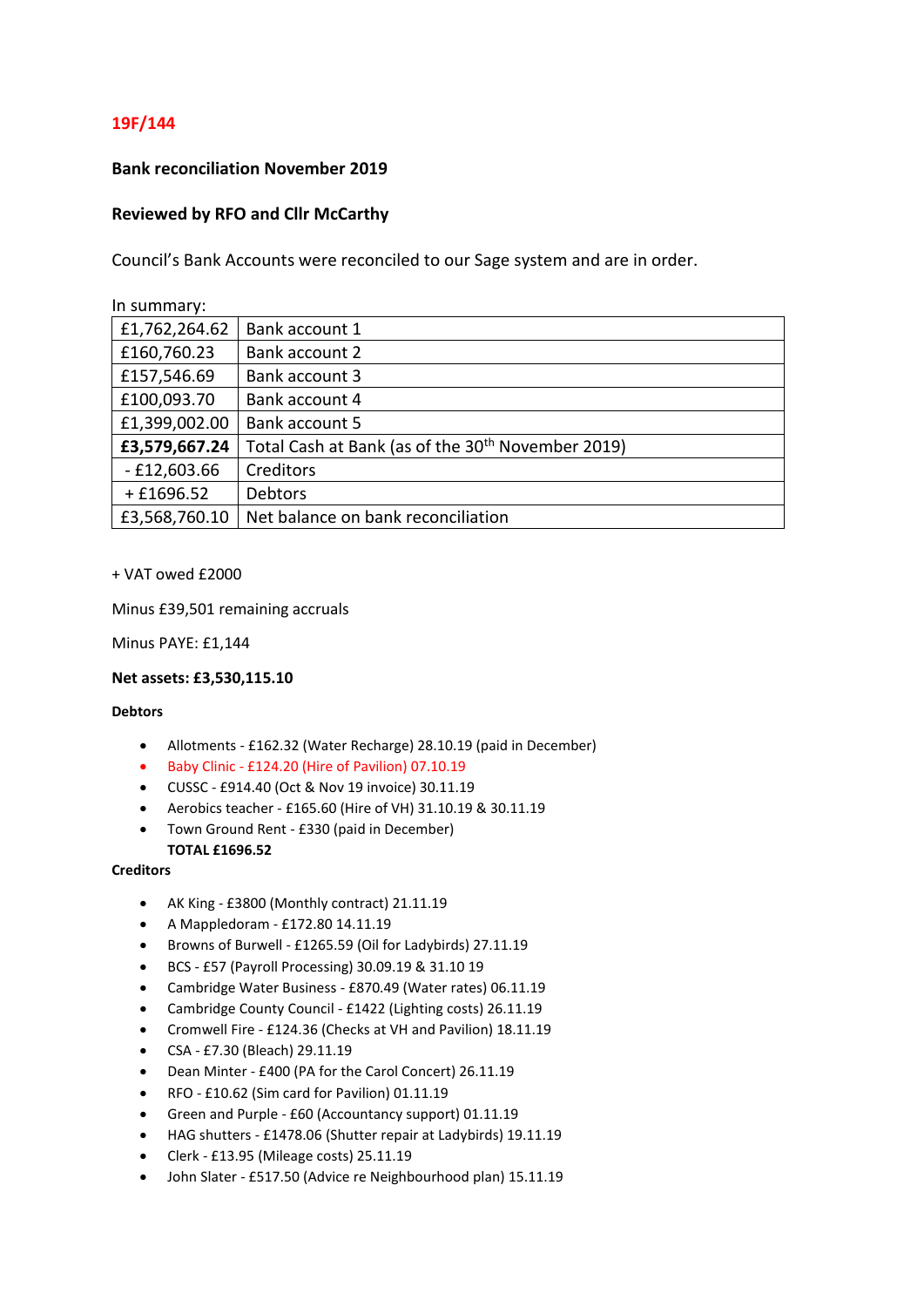## 19F/144

**Bank reconciliation November 2019**

**Reviewed by RFO and Cllr McCarthy**

Council's Bank Accounts were reconciled to our Sage system and are in order.

In summary:

| | |
|---|---|
| £1,762,264.62 | Bank account 1 |
| £160,760.23 | Bank account 2 |
| £157,546.69 | Bank account 3 |
| £100,093.70 | Bank account 4 |
| £1,399,002.00 | Bank account 5 |
| **£3,579,667.24** | Total Cash at Bank (as of the 30th November 2019) |
| - £12,603.66 | Creditors |
| + £1696.52 | Debtors |
| £3,568,760.10 | Net balance on bank reconciliation |

+ VAT owed £2000

Minus £39,501 remaining accruals

Minus PAYE: £1,144

**Net assets: £3,530,115.10**

**Debtors**

- Allotments - £162.32 (Water Recharge) 28.10.19 (paid in December)
- Baby Clinic - £124.20 (Hire of Pavilion) 07.10.19
- CUSSC - £914.40 (Oct & Nov 19 invoice) 30.11.19
- Aerobics teacher - £165.60 (Hire of VH) 31.10.19 & 30.11.19
- Town Ground Rent - £330 (paid in December)
  **TOTAL £1696.52**

**Creditors**

- AK King - £3800 (Monthly contract) 21.11.19
- A Mappledoram - £172.80 14.11.19
- Browns of Burwell - £1265.59 (Oil for Ladybirds) 27.11.19
- BCS - £57 (Payroll Processing) 30.09.19 & 31.10 19
- Cambridge Water Business - £870.49 (Water rates) 06.11.19
- Cambridge County Council - £1422 (Lighting costs) 26.11.19
- Cromwell Fire - £124.36 (Checks at VH and Pavilion) 18.11.19
- CSA - £7.30 (Bleach) 29.11.19
- Dean Minter - £400 (PA for the Carol Concert) 26.11.19
- RFO - £10.62 (Sim card for Pavilion) 01.11.19
- Green and Purple - £60 (Accountancy support) 01.11.19
- HAG shutters - £1478.06 (Shutter repair at Ladybirds) 19.11.19
- Clerk - £13.95 (Mileage costs) 25.11.19
- John Slater - £517.50 (Advice re Neighbourhood plan) 15.11.19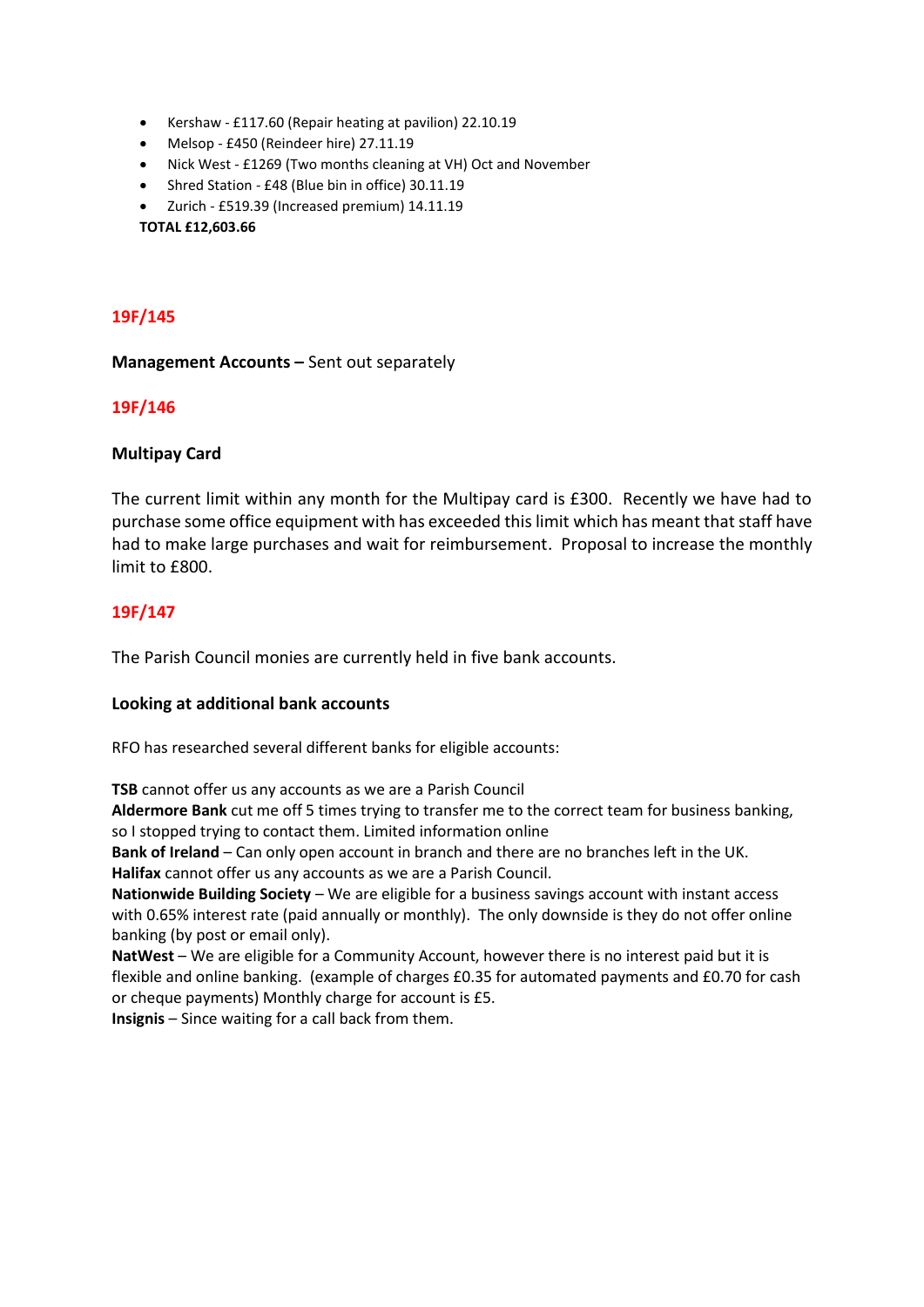- Kershaw - £117.60 (Repair heating at pavilion) 22.10.19
- Melsop - £450 (Reindeer hire) 27.11.19
- Nick West - £1269 (Two months cleaning at VH) Oct and November
- Shred Station - £48 (Blue bin in office) 30.11.19
- Zurich - £519.39 (Increased premium) 14.11.19

**TOTAL £12,603.66**

## 19F/145

**Management Accounts –** Sent out separately

## 19F/146

**Multipay Card**

The current limit within any month for the Multipay card is £300. Recently we have had to purchase some office equipment with has exceeded this limit which has meant that staff have had to make large purchases and wait for reimbursement. Proposal to increase the monthly limit to £800.

## 19F/147

The Parish Council monies are currently held in five bank accounts.

**Looking at additional bank accounts**

RFO has researched several different banks for eligible accounts:

**TSB** cannot offer us any accounts as we are a Parish Council
**Aldermore Bank** cut me off 5 times trying to transfer me to the correct team for business banking, so I stopped trying to contact them. Limited information online
**Bank of Ireland** – Can only open account in branch and there are no branches left in the UK.
**Halifax** cannot offer us any accounts as we are a Parish Council.
**Nationwide Building Society** – We are eligible for a business savings account with instant access with 0.65% interest rate (paid annually or monthly). The only downside is they do not offer online banking (by post or email only).
**NatWest** – We are eligible for a Community Account, however there is no interest paid but it is flexible and online banking. (example of charges £0.35 for automated payments and £0.70 for cash or cheque payments) Monthly charge for account is £5.
**Insignis** – Since waiting for a call back from them.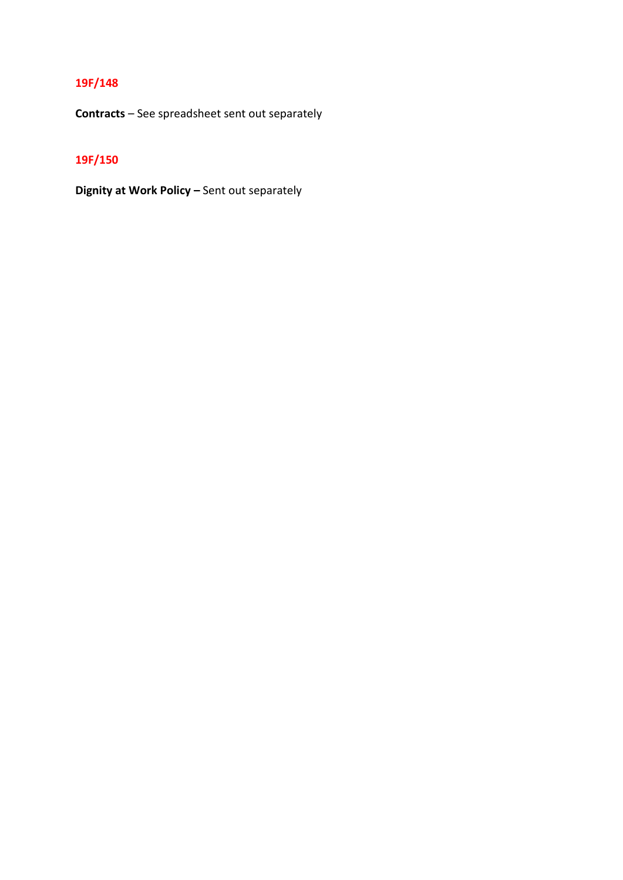**19F/148**

**Contracts** – See spreadsheet sent out separately

**19F/150**

**Dignity at Work Policy –** Sent out separately